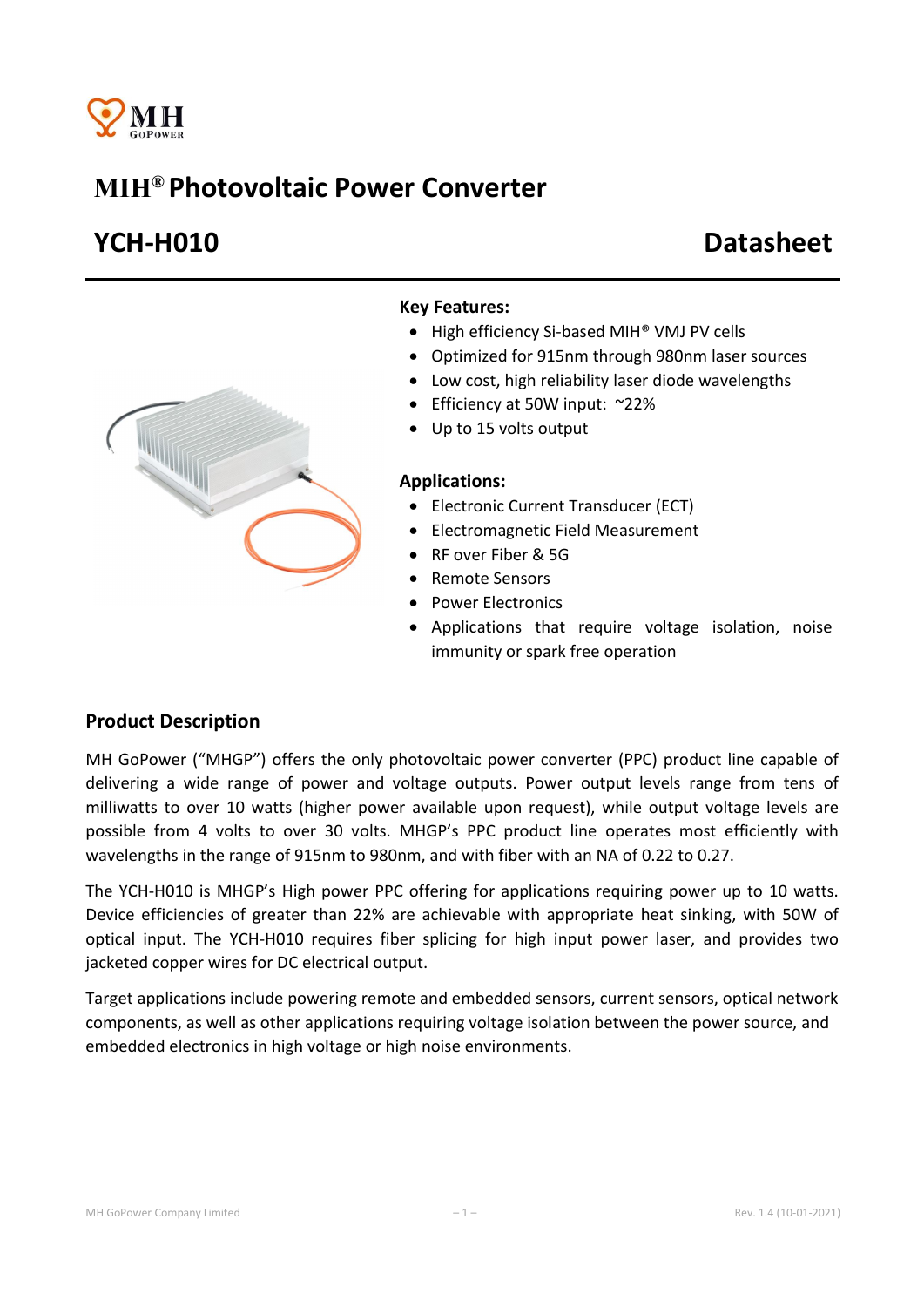# MIH® Photovoltaic Power Converter

## YCH-H010 Datasheet

**Key Features:**

- High efficiency Si-based MIH® VMJ PV cells
- Optimized for 915nm through 980nm laser sources
- Low cost, high reliability laser diode wavelengths
- Efficiency at 50W input: ~22%
- Up to 15 volts output

**Applications:**

- Electronic Current Transducer (ECT)
- Electromagnetic Field Measurement
- RF over Fiber & 5G
- Remote Sensors
- Power Electronics
- Applications that require voltage isolation, noise immunity or spark free operation

## Product Description

MH GoPower ("MHGP") offers the only photovoltaic power converter (PPC) product line capable of delivering a wide range of power and voltage outputs. Power output levels range from tens of milliwatts to over 10 watts (higher power available upon request), while output voltage levels are possible from 4 volts to over 30 volts. MHGP's PPC product line operates most efficiently with wavelengths in the range of 915nm to 980nm, and with fiber with an NA of 0.22 to 0.27.

The YCH-H010 is MHGP's High power PPC offering for applications requiring power up to 10 watts. Device efficiencies of greater than 22% are achievable with appropriate heat sinking, with 50W of optical input. The YCH-H010 requires fiber splicing for high input power laser, and provides two jacketed copper wires for DC electrical output.

Target applications include powering remote and embedded sensors, current sensors, optical network components, as well as other applications requiring voltage isolation between the power source, and embedded electronics in high voltage or high noise environments.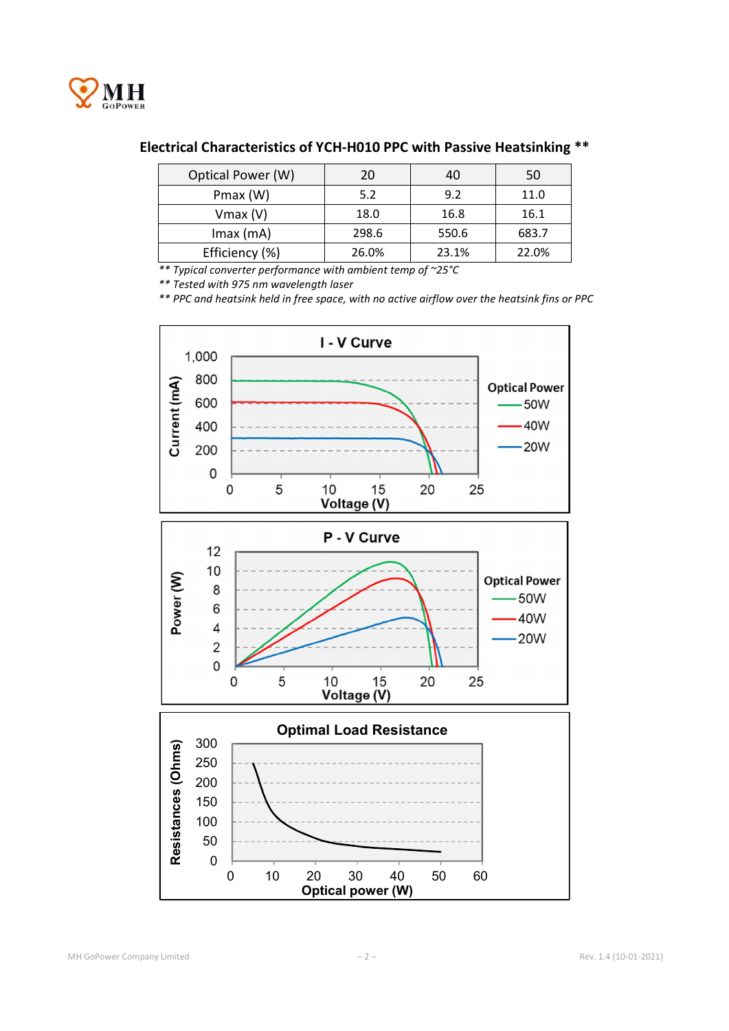## Electrical Characteristics of YCH-H010 PPC with Passive Heatsinking **

| Optical Power (W) | 20 | 40 | 50 |
|---|---|---|---|
| Pmax (W) | 5.2 | 9.2 | 11.0 |
| Vmax (V) | 18.0 | 16.8 | 16.1 |
| Imax (mA) | 298.6 | 550.6 | 683.7 |
| Efficiency (%) | 26.0% | 23.1% | 22.0% |

*** Typical converter performance with ambient temp of ~25°C*

*** Tested with 975 nm wavelength laser*

*** PPC and heatsink held in free space, with no active airflow over the heatsink fins or PPC*

**I - V Curve**

Current (mA) vs. Voltage (V); Optical Power: 50W, 40W, 20W

**P - V Curve**

Power (W) vs. Voltage (V); Optical Power: 50W, 40W, 20W

**Optimal Load Resistance**

Resistances (Ohms) vs. Optical power (W)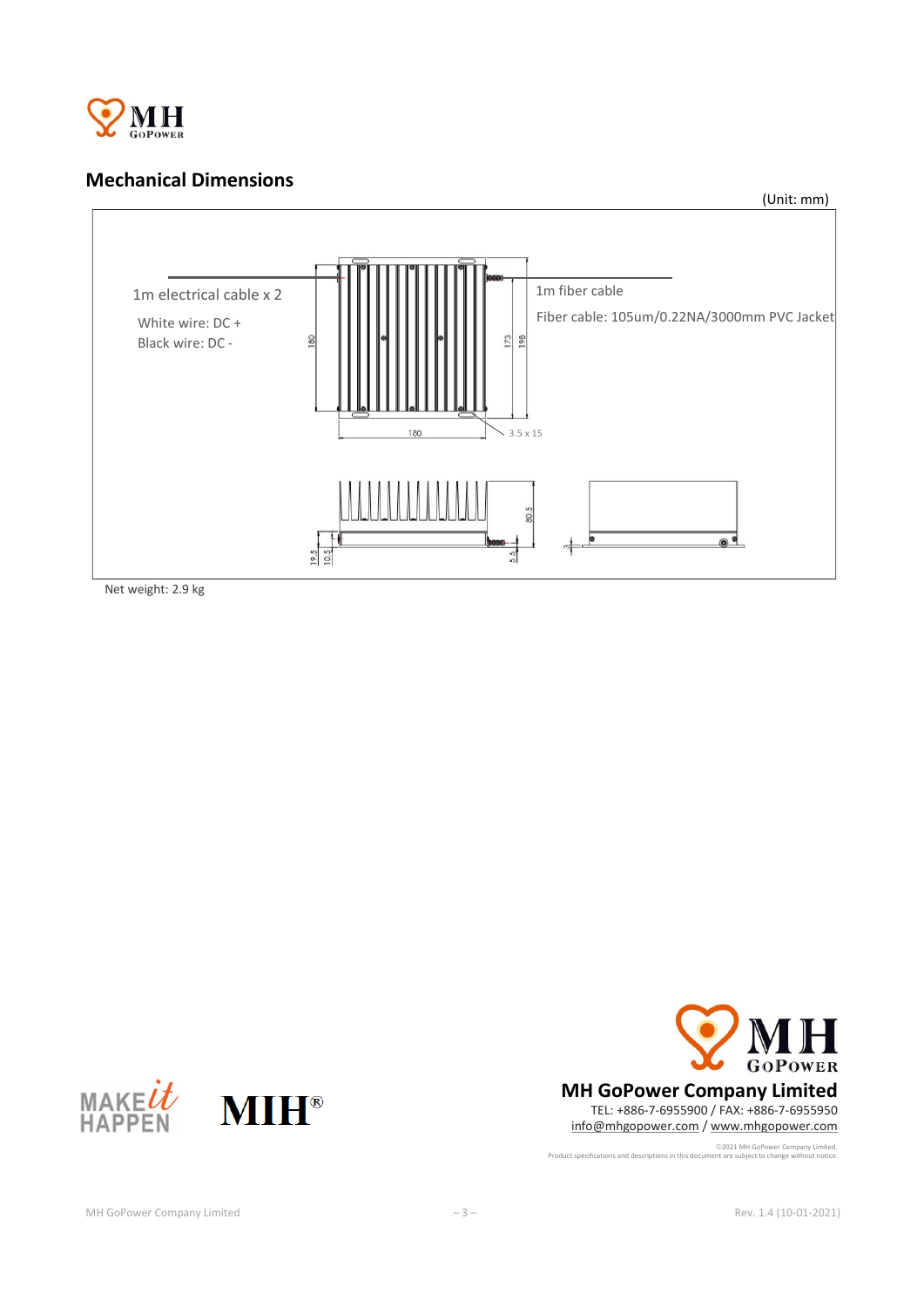## Mechanical Dimensions

(Unit: mm)

1m electrical cable x 2

White wire: DC +
Black wire: DC -

1m fiber cable

Fiber cable: 105um/0.22NA/3000mm PVC Jacket

180
173
198
180
3.5 x 15
80.5
19.5
10.5
5.5
3

Net weight: 2.9 kg

**MH GoPower Company Limited**
TEL: +886-7-6955900 / FAX: +886-7-6955950
info@mhgopower.com / www.mhgopower.com

©2021 MH GoPower Company Limited.
Product specifications and descriptions in this document are subject to change without notice.